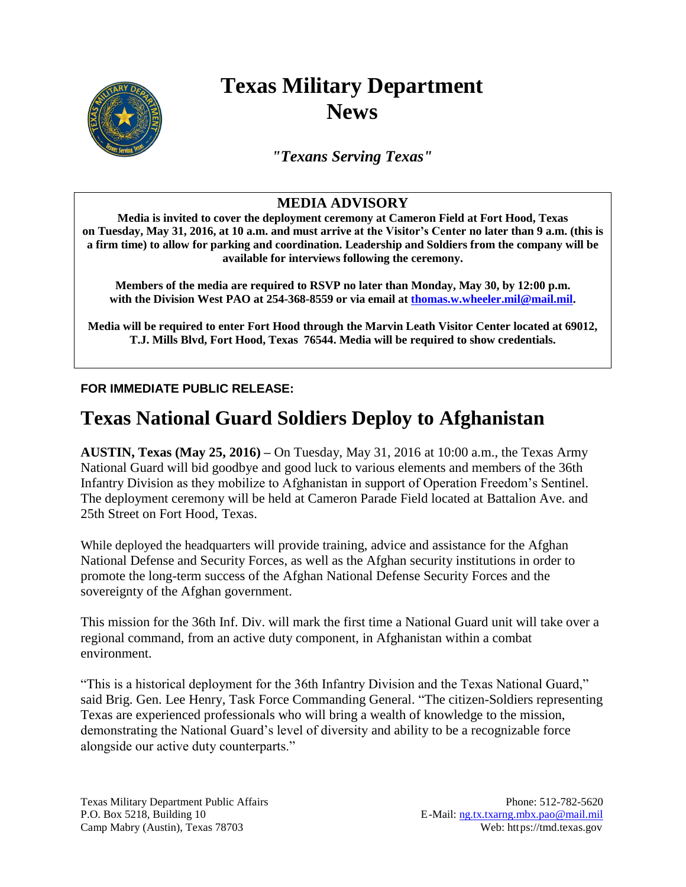# Texas Military Department News

***"Texans Serving Texas"***

## MEDIA ADVISORY

**Media is invited to cover the deployment ceremony at Cameron Field at Fort Hood, Texas on Tuesday, May 31, 2016, at 10 a.m. and must arrive at the Visitor's Center no later than 9 a.m. (this is a firm time) to allow for parking and coordination. Leadership and Soldiers from the company will be available for interviews following the ceremony.**

**Members of the media are required to RSVP no later than Monday, May 30, by 12:00 p.m. with the Division West PAO at 254-368-8559 or via email at [thomas.w.wheeler.mil@mail.mil](mailto:thomas.w.wheeler.mil@mail.mil).**

**Media will be required to enter Fort Hood through the Marvin Leath Visitor Center located at 69012, T.J. Mills Blvd, Fort Hood, Texas 76544. Media will be required to show credentials.**

**FOR IMMEDIATE PUBLIC RELEASE:**

# Texas National Guard Soldiers Deploy to Afghanistan

**AUSTIN, Texas (May 25, 2016) –** On Tuesday, May 31, 2016 at 10:00 a.m., the Texas Army National Guard will bid goodbye and good luck to various elements and members of the 36th Infantry Division as they mobilize to Afghanistan in support of Operation Freedom's Sentinel. The deployment ceremony will be held at Cameron Parade Field located at Battalion Ave. and 25th Street on Fort Hood, Texas.

While deployed the headquarters will provide training, advice and assistance for the Afghan National Defense and Security Forces, as well as the Afghan security institutions in order to promote the long-term success of the Afghan National Defense Security Forces and the sovereignty of the Afghan government.

This mission for the 36th Inf. Div. will mark the first time a National Guard unit will take over a regional command, from an active duty component, in Afghanistan within a combat environment.

"This is a historical deployment for the 36th Infantry Division and the Texas National Guard," said Brig. Gen. Lee Henry, Task Force Commanding General. "The citizen-Soldiers representing Texas are experienced professionals who will bring a wealth of knowledge to the mission, demonstrating the National Guard's level of diversity and ability to be a recognizable force alongside our active duty counterparts."

Texas Military Department Public Affairs
P.O. Box 5218, Building 10
Camp Mabry (Austin), Texas 78703

Phone: 512-782-5620
E-Mail: [ng.tx.txarng.mbx.pao@mail.mil](mailto:ng.tx.txarng.mbx.pao@mail.mil)
Web: https://tmd.texas.gov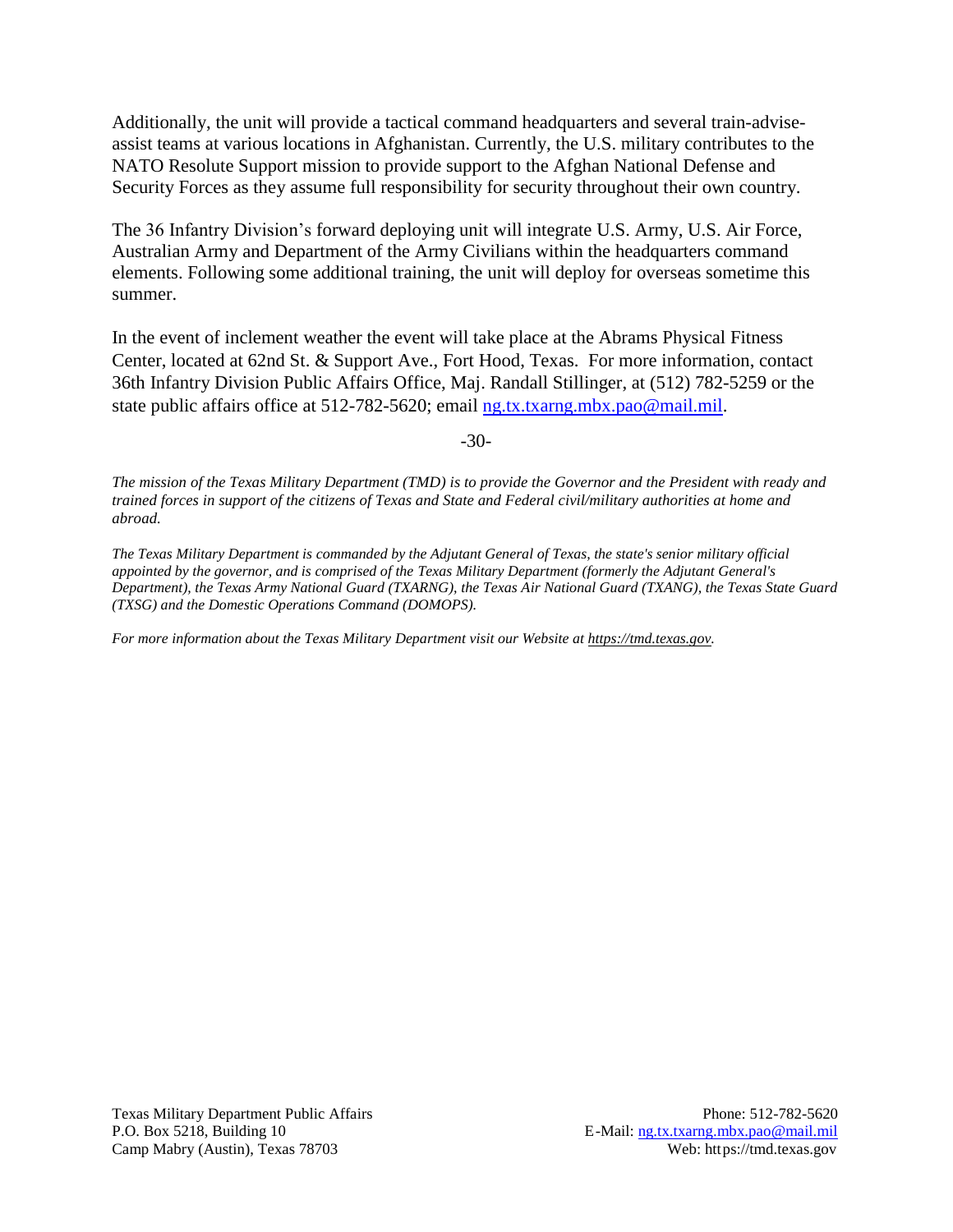Additionally, the unit will provide a tactical command headquarters and several train-advise-assist teams at various locations in Afghanistan. Currently, the U.S. military contributes to the NATO Resolute Support mission to provide support to the Afghan National Defense and Security Forces as they assume full responsibility for security throughout their own country.

The 36 Infantry Division's forward deploying unit will integrate U.S. Army, U.S. Air Force, Australian Army and Department of the Army Civilians within the headquarters command elements. Following some additional training, the unit will deploy for overseas sometime this summer.

In the event of inclement weather the event will take place at the Abrams Physical Fitness Center, located at 62nd St. & Support Ave., Fort Hood, Texas. For more information, contact 36th Infantry Division Public Affairs Office, Maj. Randall Stillinger, at (512) 782-5259 or the state public affairs office at 512-782-5620; email ng.tx.txarng.mbx.pao@mail.mil.

-30-

*The mission of the Texas Military Department (TMD) is to provide the Governor and the President with ready and trained forces in support of the citizens of Texas and State and Federal civil/military authorities at home and abroad.*

*The Texas Military Department is commanded by the Adjutant General of Texas, the state's senior military official appointed by the governor, and is comprised of the Texas Military Department (formerly the Adjutant General's Department), the Texas Army National Guard (TXARNG), the Texas Air National Guard (TXANG), the Texas State Guard (TXSG) and the Domestic Operations Command (DOMOPS).*

*For more information about the Texas Military Department visit our Website at https://tmd.texas.gov.*

Texas Military Department Public Affairs
P.O. Box 5218, Building 10
Camp Mabry (Austin), Texas 78703

Phone: 512-782-5620
E-Mail: ng.tx.txarng.mbx.pao@mail.mil
Web: https://tmd.texas.gov